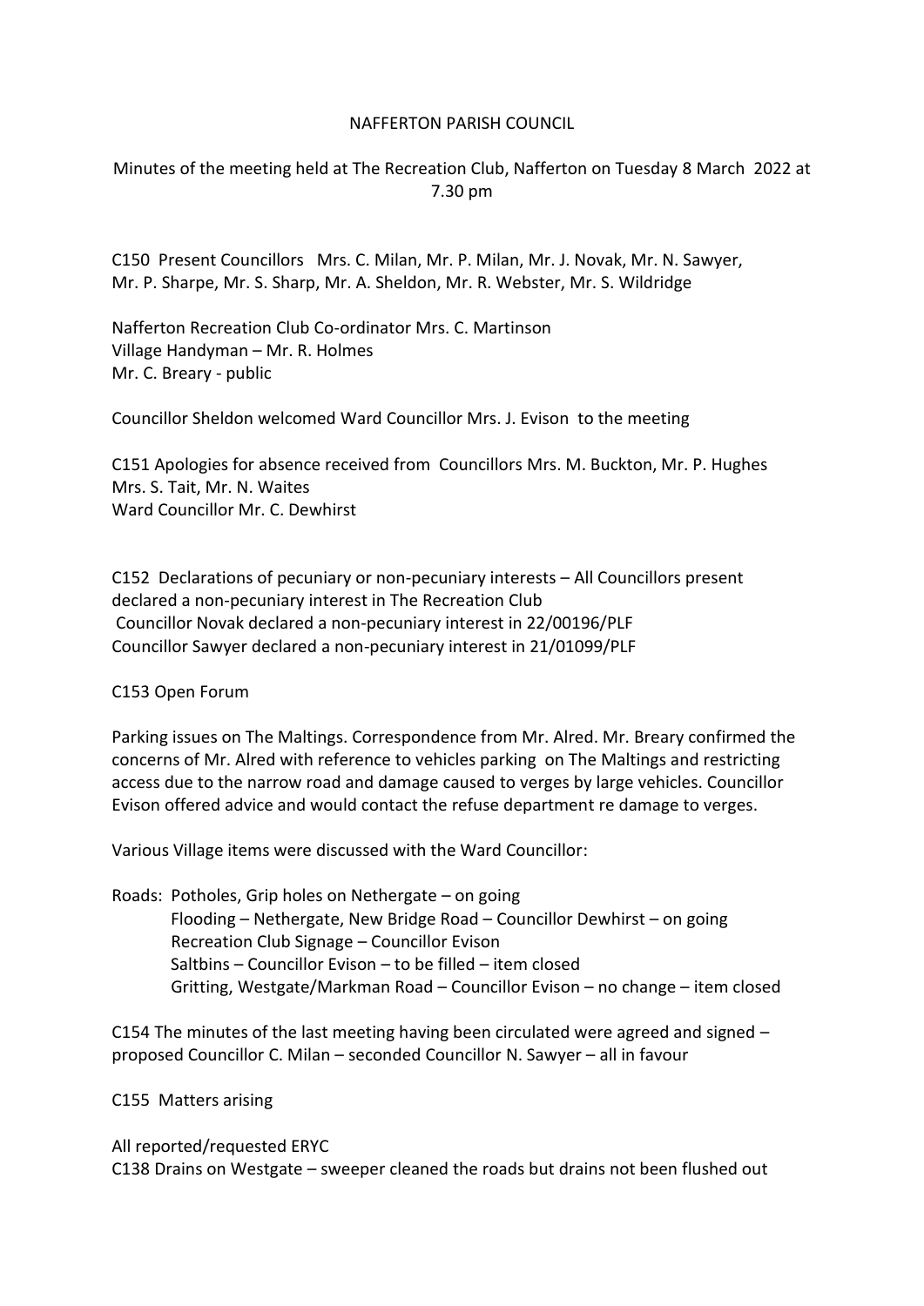NAFFERTON PARISH COUNCIL

Minutes of the meeting held at The Recreation Club, Nafferton on Tuesday 8 March 2022 at 7.30 pm

C150 Present Councillors Mrs. C. Milan, Mr. P. Milan, Mr. J. Novak, Mr. N. Sawyer, Mr. P. Sharpe, Mr. S. Sharp, Mr. A. Sheldon, Mr. R. Webster, Mr. S. Wildridge

Nafferton Recreation Club Co-ordinator Mrs. C. Martinson
Village Handyman – Mr. R. Holmes
Mr. C. Breary - public

Councillor Sheldon welcomed Ward Councillor Mrs. J. Evison to the meeting

C151 Apologies for absence received from Councillors Mrs. M. Buckton, Mr. P. Hughes Mrs. S. Tait, Mr. N. Waites
Ward Councillor Mr. C. Dewhirst

C152 Declarations of pecuniary or non-pecuniary interests – All Councillors present declared a non-pecuniary interest in The Recreation Club
Councillor Novak declared a non-pecuniary interest in 22/00196/PLF
Councillor Sawyer declared a non-pecuniary interest in 21/01099/PLF

C153 Open Forum

Parking issues on The Maltings. Correspondence from Mr. Alred. Mr. Breary confirmed the concerns of Mr. Alred with reference to vehicles parking on The Maltings and restricting access due to the narrow road and damage caused to verges by large vehicles. Councillor Evison offered advice and would contact the refuse department re damage to verges.

Various Village items were discussed with the Ward Councillor:

Roads: Potholes, Grip holes on Nethergate – on going
Flooding – Nethergate, New Bridge Road – Councillor Dewhirst – on going
Recreation Club Signage – Councillor Evison
Saltbins – Councillor Evison – to be filled – item closed
Gritting, Westgate/Markman Road – Councillor Evison – no change – item closed

C154 The minutes of the last meeting having been circulated were agreed and signed – proposed Councillor C. Milan – seconded Councillor N. Sawyer – all in favour

C155 Matters arising

All reported/requested ERYC
C138 Drains on Westgate – sweeper cleaned the roads but drains not been flushed out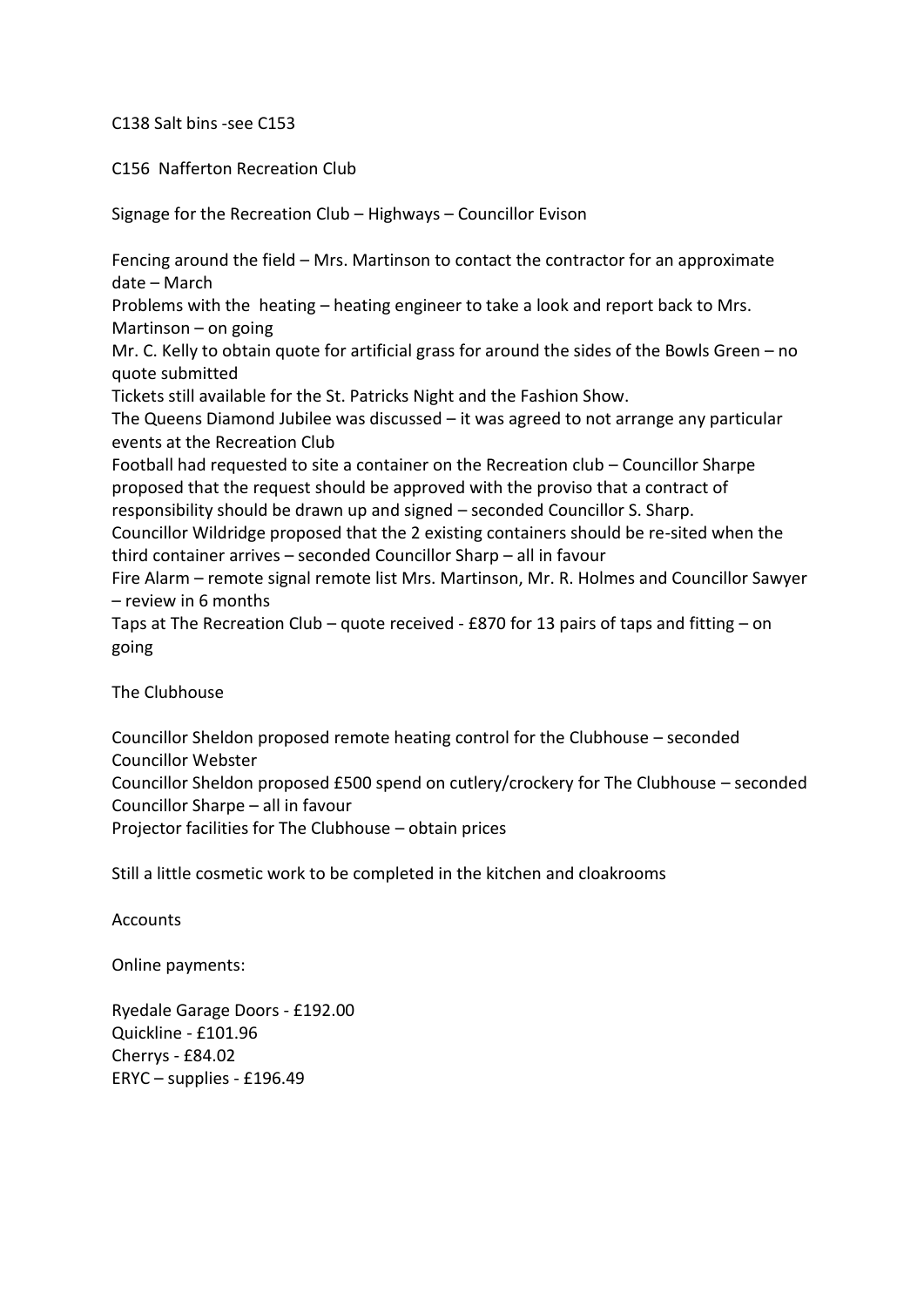C138 Salt bins -see C153

C156 Nafferton Recreation Club

Signage for the Recreation Club – Highways – Councillor Evison

Fencing around the field – Mrs. Martinson to contact the contractor for an approximate date – March
Problems with the heating – heating engineer to take a look and report back to Mrs. Martinson – on going
Mr. C. Kelly to obtain quote for artificial grass for around the sides of the Bowls Green – no quote submitted
Tickets still available for the St. Patricks Night and the Fashion Show.
The Queens Diamond Jubilee was discussed – it was agreed to not arrange any particular events at the Recreation Club
Football had requested to site a container on the Recreation club – Councillor Sharpe proposed that the request should be approved with the proviso that a contract of responsibility should be drawn up and signed – seconded Councillor S. Sharp.
Councillor Wildridge proposed that the 2 existing containers should be re-sited when the third container arrives – seconded Councillor Sharp – all in favour
Fire Alarm – remote signal remote list Mrs. Martinson, Mr. R. Holmes and Councillor Sawyer – review in 6 months
Taps at The Recreation Club – quote received - £870 for 13 pairs of taps and fitting – on going

The Clubhouse

Councillor Sheldon proposed remote heating control for the Clubhouse – seconded Councillor Webster
Councillor Sheldon proposed £500 spend on cutlery/crockery for The Clubhouse – seconded Councillor Sharpe – all in favour
Projector facilities for The Clubhouse – obtain prices

Still a little cosmetic work to be completed in the kitchen and cloakrooms

Accounts

Online payments:

Ryedale Garage Doors - £192.00
Quickline - £101.96
Cherrys - £84.02
ERYC – supplies - £196.49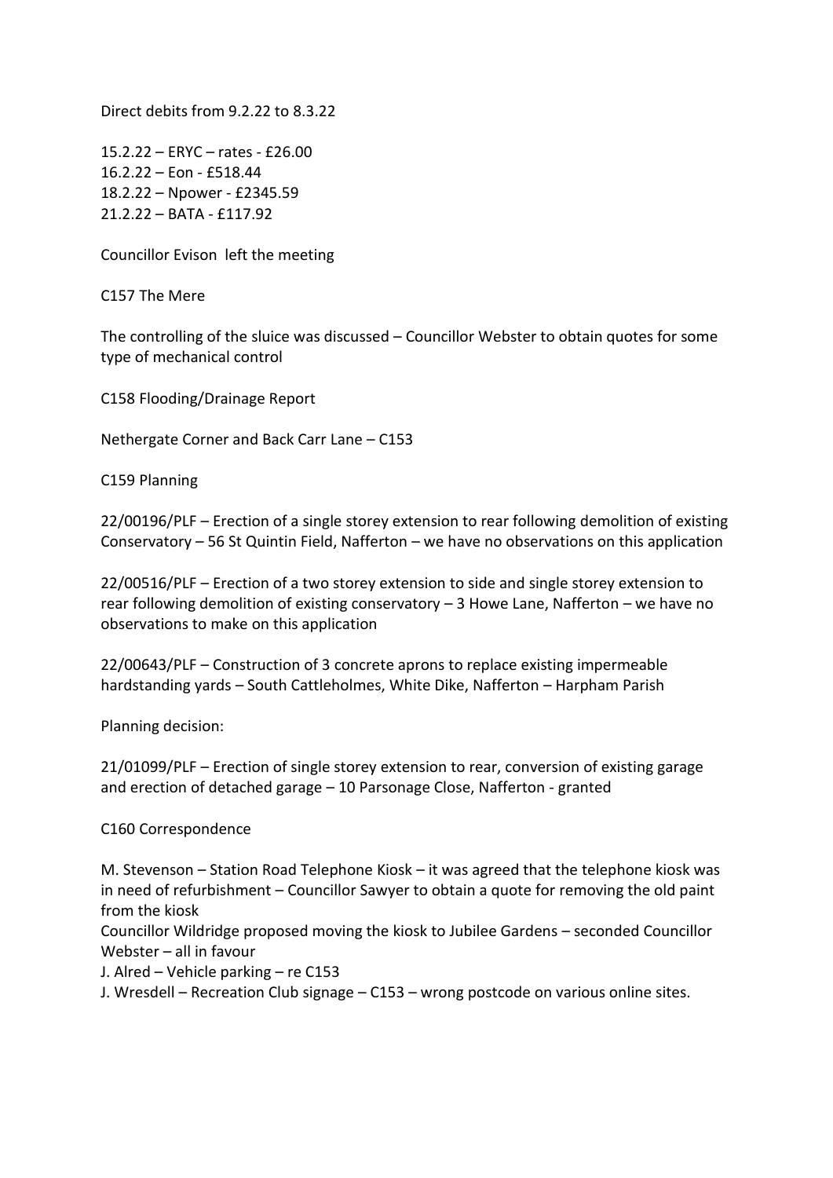Direct debits from 9.2.22 to 8.3.22

15.2.22 – ERYC – rates - £26.00
16.2.22 – Eon - £518.44
18.2.22 – Npower - £2345.59
21.2.22 – BATA - £117.92

Councillor Evison left the meeting

C157 The Mere

The controlling of the sluice was discussed – Councillor Webster to obtain quotes for some type of mechanical control

C158 Flooding/Drainage Report

Nethergate Corner and Back Carr Lane – C153

C159 Planning

22/00196/PLF – Erection of a single storey extension to rear following demolition of existing Conservatory – 56 St Quintin Field, Nafferton – we have no observations on this application

22/00516/PLF – Erection of a two storey extension to side and single storey extension to rear following demolition of existing conservatory – 3 Howe Lane, Nafferton – we have no observations to make on this application

22/00643/PLF – Construction of 3 concrete aprons to replace existing impermeable hardstanding yards – South Cattleholmes, White Dike, Nafferton – Harpham Parish

Planning decision:

21/01099/PLF – Erection of single storey extension to rear, conversion of existing garage and erection of detached garage – 10 Parsonage Close, Nafferton - granted

C160 Correspondence

M. Stevenson – Station Road Telephone Kiosk – it was agreed that the telephone kiosk was in need of refurbishment – Councillor Sawyer to obtain a quote for removing the old paint from the kiosk
Councillor Wildridge proposed moving the kiosk to Jubilee Gardens – seconded Councillor Webster – all in favour
J. Alred – Vehicle parking – re C153
J. Wresdell – Recreation Club signage – C153 – wrong postcode on various online sites.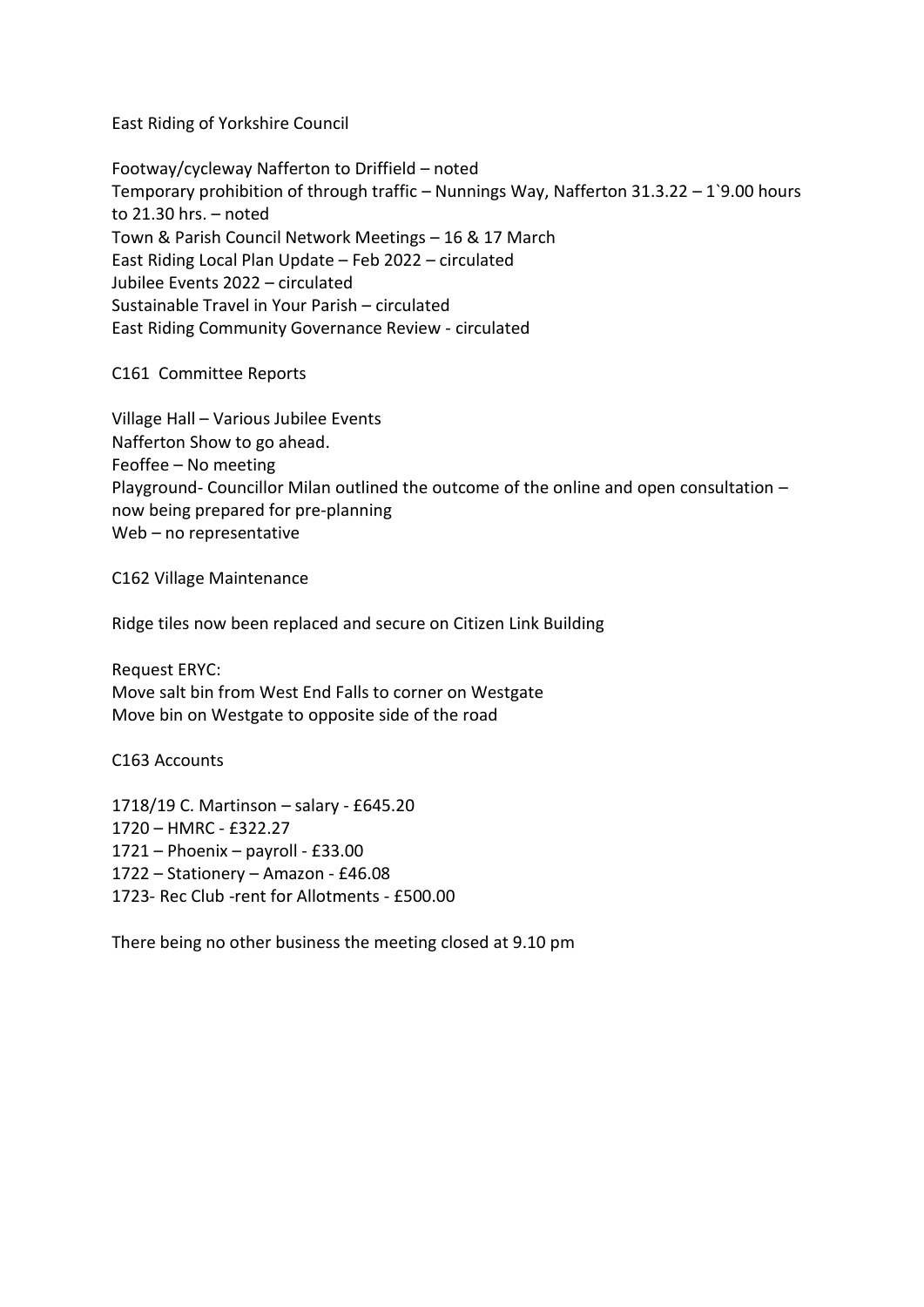East Riding of Yorkshire Council

Footway/cycleway Nafferton to Driffield – noted
Temporary prohibition of through traffic – Nunnings Way, Nafferton 31.3.22 – 1`9.00 hours to 21.30 hrs. – noted
Town & Parish Council Network Meetings – 16 & 17 March
East Riding Local Plan Update – Feb 2022 – circulated
Jubilee Events 2022 – circulated
Sustainable Travel in Your Parish – circulated
East Riding Community Governance Review - circulated

C161 Committee Reports

Village Hall – Various Jubilee Events
Nafferton Show to go ahead.
Feoffee – No meeting
Playground- Councillor Milan outlined the outcome of the online and open consultation – now being prepared for pre-planning
Web – no representative

C162 Village Maintenance

Ridge tiles now been replaced and secure on Citizen Link Building

Request ERYC:
Move salt bin from West End Falls to corner on Westgate
Move bin on Westgate to opposite side of the road

C163 Accounts

1718/19 C. Martinson – salary - £645.20
1720 – HMRC - £322.27
1721 – Phoenix – payroll - £33.00
1722 – Stationery – Amazon - £46.08
1723- Rec Club -rent for Allotments - £500.00

There being no other business the meeting closed at 9.10 pm